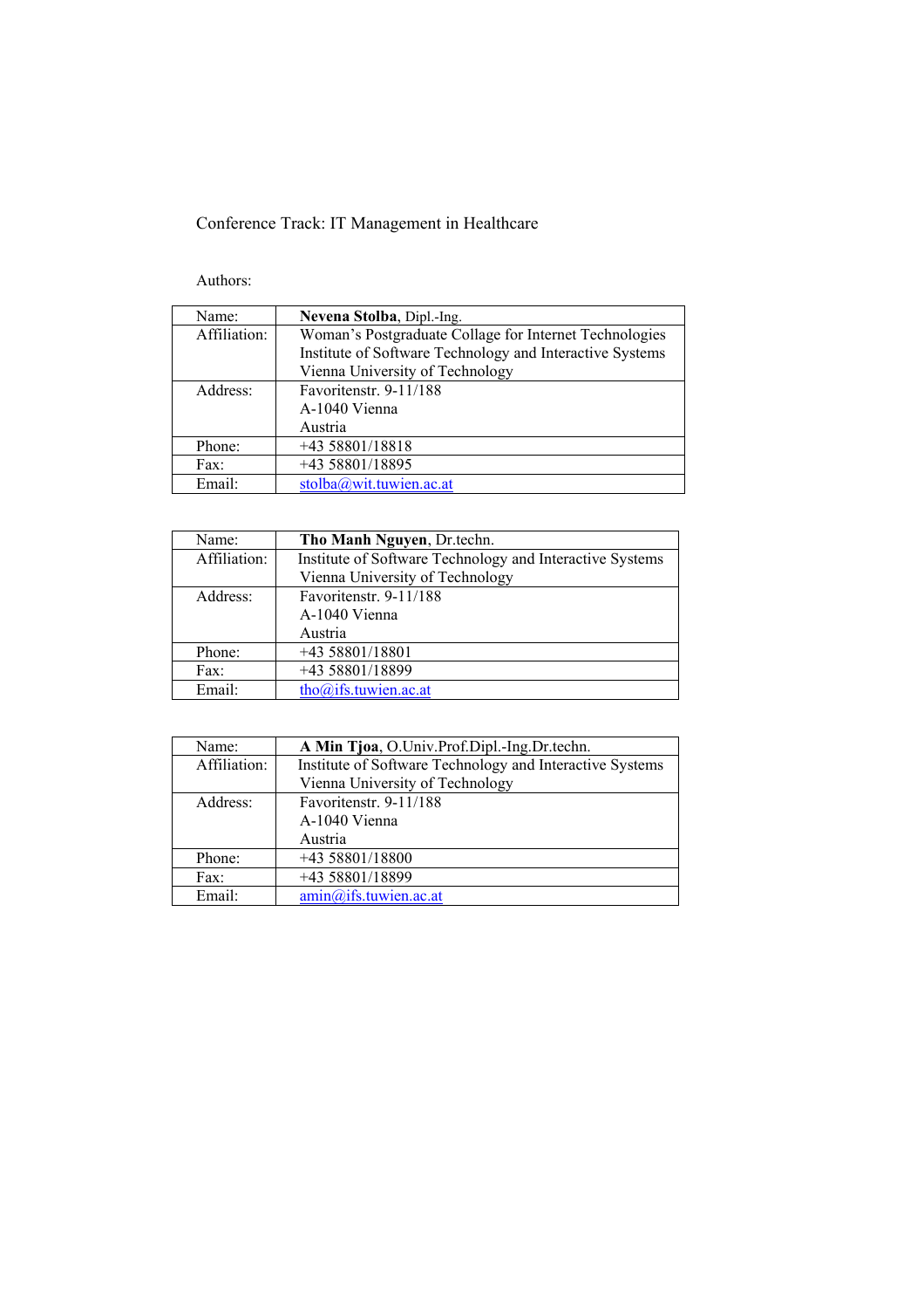Conference Track: IT Management in Healthcare

Authors:

| Name: | **Nevena Stolba**, Dipl.-Ing. |
|---|---|
| Affiliation: | Woman's Postgraduate Collage for Internet Technologies<br>Institute of Software Technology and Interactive Systems<br>Vienna University of Technology |
| Address: | Favoritenstr. 9-11/188<br>A-1040 Vienna<br>Austria |
| Phone: | +43 58801/18818 |
| Fax: | +43 58801/18895 |
| Email: | stolba@wit.tuwien.ac.at |

| Name: | **Tho Manh Nguyen**, Dr.techn. |
|---|---|
| Affiliation: | Institute of Software Technology and Interactive Systems<br>Vienna University of Technology |
| Address: | Favoritenstr. 9-11/188<br>A-1040 Vienna<br>Austria |
| Phone: | +43 58801/18801 |
| Fax: | +43 58801/18899 |
| Email: | tho@ifs.tuwien.ac.at |

| Name: | **A Min Tjoa**, O.Univ.Prof.Dipl.-Ing.Dr.techn. |
|---|---|
| Affiliation: | Institute of Software Technology and Interactive Systems<br>Vienna University of Technology |
| Address: | Favoritenstr. 9-11/188<br>A-1040 Vienna<br>Austria |
| Phone: | +43 58801/18800 |
| Fax: | +43 58801/18899 |
| Email: | amin@ifs.tuwien.ac.at |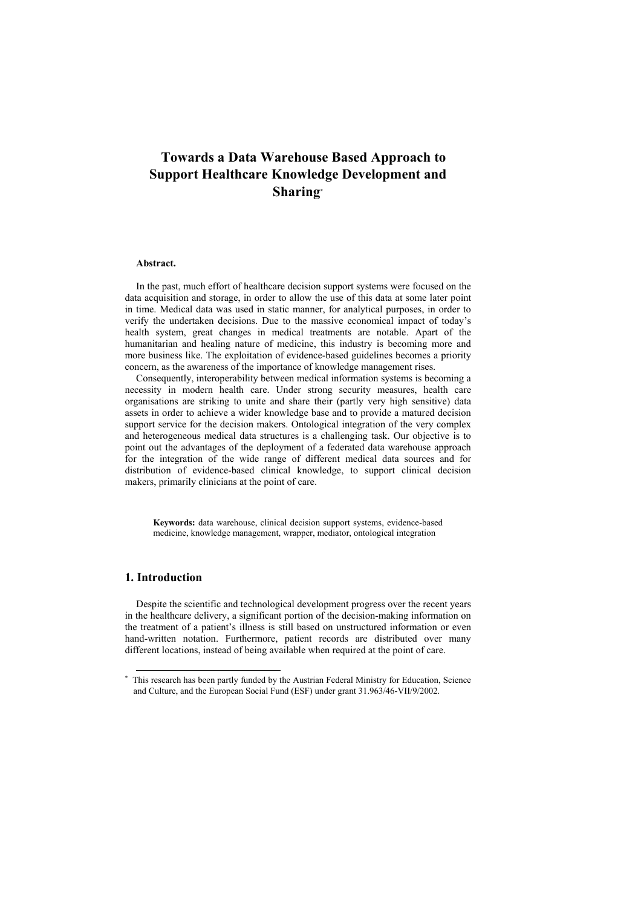# Towards a Data Warehouse Based Approach to Support Healthcare Knowledge Development and Sharing*

**Abstract.**

In the past, much effort of healthcare decision support systems were focused on the data acquisition and storage, in order to allow the use of this data at some later point in time. Medical data was used in static manner, for analytical purposes, in order to verify the undertaken decisions. Due to the massive economical impact of today's health system, great changes in medical treatments are notable. Apart of the humanitarian and healing nature of medicine, this industry is becoming more and more business like. The exploitation of evidence-based guidelines becomes a priority concern, as the awareness of the importance of knowledge management rises.

Consequently, interoperability between medical information systems is becoming a necessity in modern health care. Under strong security measures, health care organisations are striking to unite and share their (partly very high sensitive) data assets in order to achieve a wider knowledge base and to provide a matured decision support service for the decision makers. Ontological integration of the very complex and heterogeneous medical data structures is a challenging task. Our objective is to point out the advantages of the deployment of a federated data warehouse approach for the integration of the wide range of different medical data sources and for distribution of evidence-based clinical knowledge, to support clinical decision makers, primarily clinicians at the point of care.

**Keywords:** data warehouse, clinical decision support systems, evidence-based medicine, knowledge management, wrapper, mediator, ontological integration

## 1. Introduction

Despite the scientific and technological development progress over the recent years in the healthcare delivery, a significant portion of the decision-making information on the treatment of a patient's illness is still based on unstructured information or even hand-written notation. Furthermore, patient records are distributed over many different locations, instead of being available when required at the point of care.

* This research has been partly funded by the Austrian Federal Ministry for Education, Science and Culture, and the European Social Fund (ESF) under grant 31.963/46-VII/9/2002.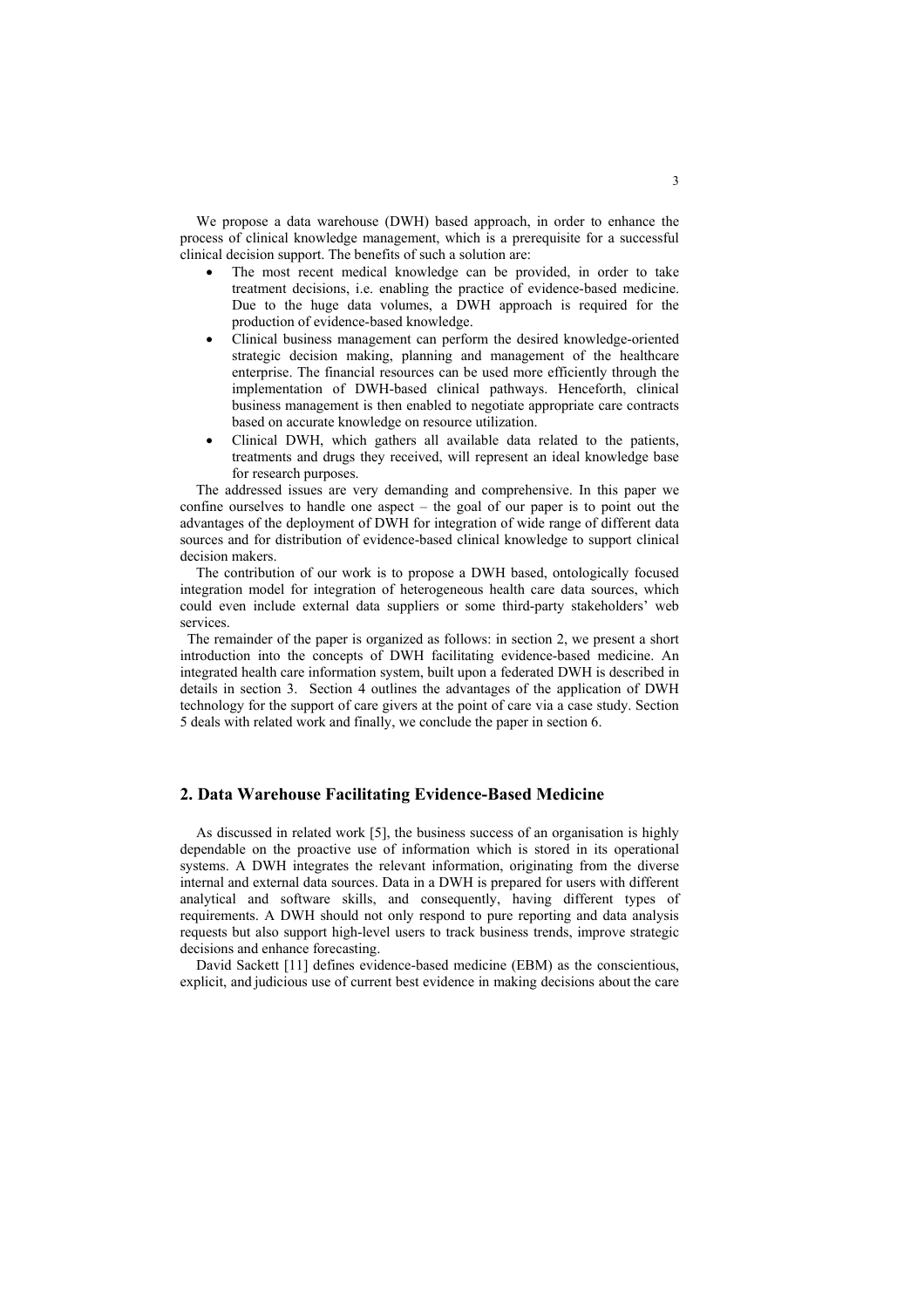We propose a data warehouse (DWH) based approach, in order to enhance the process of clinical knowledge management, which is a prerequisite for a successful clinical decision support. The benefits of such a solution are:

- The most recent medical knowledge can be provided, in order to take treatment decisions, i.e. enabling the practice of evidence-based medicine. Due to the huge data volumes, a DWH approach is required for the production of evidence-based knowledge.
- Clinical business management can perform the desired knowledge-oriented strategic decision making, planning and management of the healthcare enterprise. The financial resources can be used more efficiently through the implementation of DWH-based clinical pathways. Henceforth, clinical business management is then enabled to negotiate appropriate care contracts based on accurate knowledge on resource utilization.
- Clinical DWH, which gathers all available data related to the patients, treatments and drugs they received, will represent an ideal knowledge base for research purposes.

The addressed issues are very demanding and comprehensive. In this paper we confine ourselves to handle one aspect – the goal of our paper is to point out the advantages of the deployment of DWH for integration of wide range of different data sources and for distribution of evidence-based clinical knowledge to support clinical decision makers.

The contribution of our work is to propose a DWH based, ontologically focused integration model for integration of heterogeneous health care data sources, which could even include external data suppliers or some third-party stakeholders' web services.

The remainder of the paper is organized as follows: in section 2, we present a short introduction into the concepts of DWH facilitating evidence-based medicine. An integrated health care information system, built upon a federated DWH is described in details in section 3. Section 4 outlines the advantages of the application of DWH technology for the support of care givers at the point of care via a case study. Section 5 deals with related work and finally, we conclude the paper in section 6.

## 2. Data Warehouse Facilitating Evidence-Based Medicine

As discussed in related work [5], the business success of an organisation is highly dependable on the proactive use of information which is stored in its operational systems. A DWH integrates the relevant information, originating from the diverse internal and external data sources. Data in a DWH is prepared for users with different analytical and software skills, and consequently, having different types of requirements. A DWH should not only respond to pure reporting and data analysis requests but also support high-level users to track business trends, improve strategic decisions and enhance forecasting.

David Sackett [11] defines evidence-based medicine (EBM) as the conscientious, explicit, and judicious use of current best evidence in making decisions about the care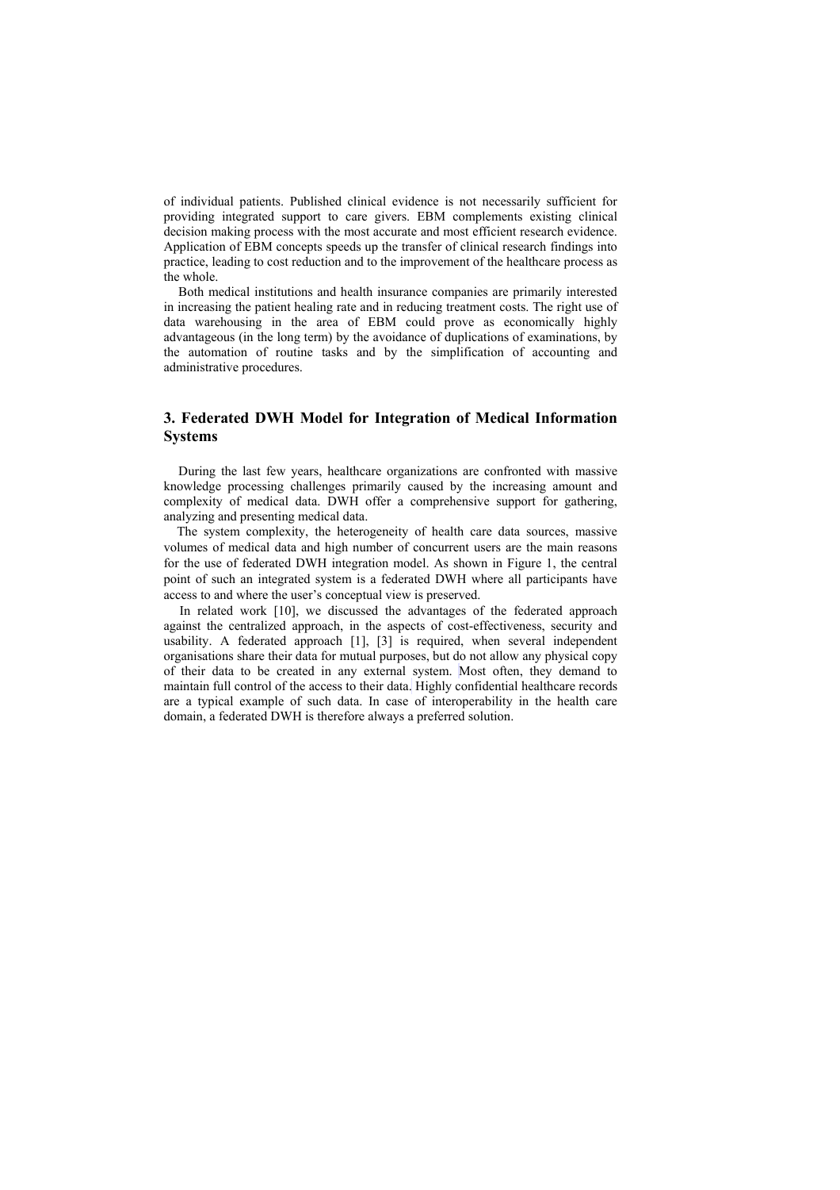of individual patients. Published clinical evidence is not necessarily sufficient for providing integrated support to care givers. EBM complements existing clinical decision making process with the most accurate and most efficient research evidence. Application of EBM concepts speeds up the transfer of clinical research findings into practice, leading to cost reduction and to the improvement of the healthcare process as the whole.

Both medical institutions and health insurance companies are primarily interested in increasing the patient healing rate and in reducing treatment costs. The right use of data warehousing in the area of EBM could prove as economically highly advantageous (in the long term) by the avoidance of duplications of examinations, by the automation of routine tasks and by the simplification of accounting and administrative procedures.

## 3. Federated DWH Model for Integration of Medical Information Systems

During the last few years, healthcare organizations are confronted with massive knowledge processing challenges primarily caused by the increasing amount and complexity of medical data. DWH offer a comprehensive support for gathering, analyzing and presenting medical data.

The system complexity, the heterogeneity of health care data sources, massive volumes of medical data and high number of concurrent users are the main reasons for the use of federated DWH integration model. As shown in Figure 1, the central point of such an integrated system is a federated DWH where all participants have access to and where the user's conceptual view is preserved.

In related work [10], we discussed the advantages of the federated approach against the centralized approach, in the aspects of cost-effectiveness, security and usability. A federated approach [1], [3] is required, when several independent organisations share their data for mutual purposes, but do not allow any physical copy of their data to be created in any external system. Most often, they demand to maintain full control of the access to their data. Highly confidential healthcare records are a typical example of such data. In case of interoperability in the health care domain, a federated DWH is therefore always a preferred solution.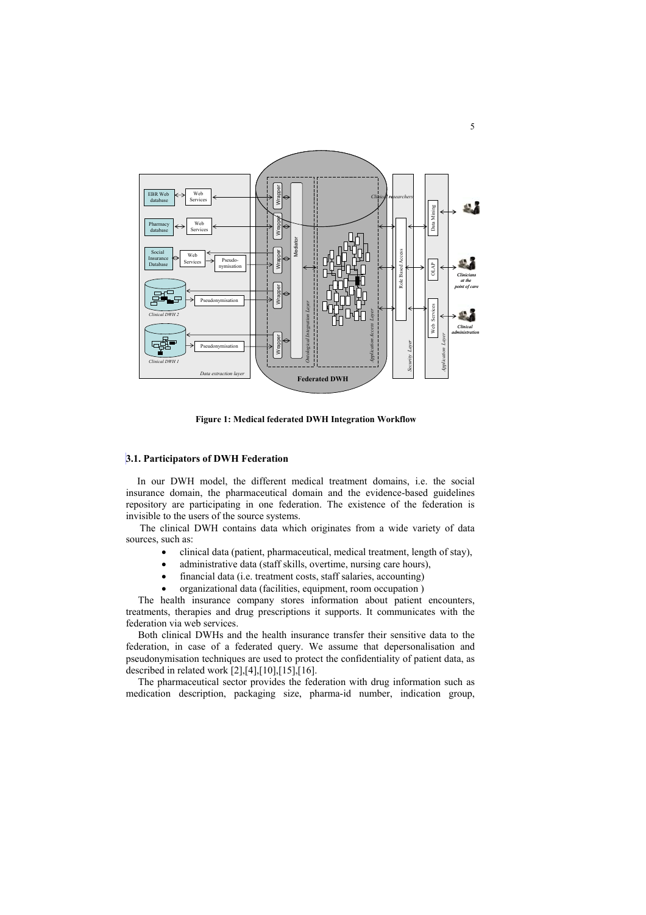**Figure 1: Medical federated DWH Integration Workflow**

### 3.1. Participators of DWH Federation

In our DWH model, the different medical treatment domains, i.e. the social insurance domain, the pharmaceutical domain and the evidence-based guidelines repository are participating in one federation. The existence of the federation is invisible to the users of the source systems.

The clinical DWH contains data which originates from a wide variety of data sources, such as:

- clinical data (patient, pharmaceutical, medical treatment, length of stay),
- administrative data (staff skills, overtime, nursing care hours),
- financial data (i.e. treatment costs, staff salaries, accounting)
- organizational data (facilities, equipment, room occupation )

The health insurance company stores information about patient encounters, treatments, therapies and drug prescriptions it supports. It communicates with the federation via web services.

Both clinical DWHs and the health insurance transfer their sensitive data to the federation, in case of a federated query. We assume that depersonalisation and pseudonymisation techniques are used to protect the confidentiality of patient data, as described in related work [2],[4],[10],[15],[16].

The pharmaceutical sector provides the federation with drug information such as medication description, packaging size, pharma-id number, indication group,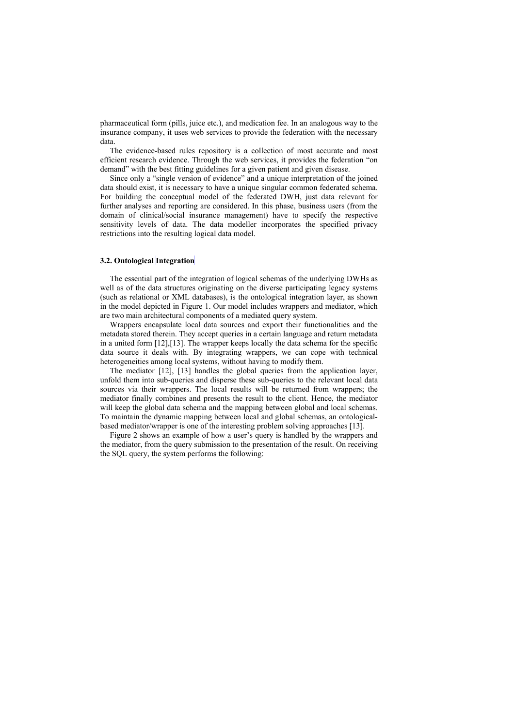pharmaceutical form (pills, juice etc.), and medication fee. In an analogous way to the insurance company, it uses web services to provide the federation with the necessary data.

The evidence-based rules repository is a collection of most accurate and most efficient research evidence. Through the web services, it provides the federation "on demand" with the best fitting guidelines for a given patient and given disease.

Since only a "single version of evidence" and a unique interpretation of the joined data should exist, it is necessary to have a unique singular common federated schema. For building the conceptual model of the federated DWH, just data relevant for further analyses and reporting are considered. In this phase, business users (from the domain of clinical/social insurance management) have to specify the respective sensitivity levels of data. The data modeller incorporates the specified privacy restrictions into the resulting logical data model.

### 3.2. Ontological Integration

The essential part of the integration of logical schemas of the underlying DWHs as well as of the data structures originating on the diverse participating legacy systems (such as relational or XML databases), is the ontological integration layer, as shown in the model depicted in Figure 1. Our model includes wrappers and mediator, which are two main architectural components of a mediated query system.

Wrappers encapsulate local data sources and export their functionalities and the metadata stored therein. They accept queries in a certain language and return metadata in a united form [12],[13]. The wrapper keeps locally the data schema for the specific data source it deals with. By integrating wrappers, we can cope with technical heterogeneities among local systems, without having to modify them.

The mediator [12], [13] handles the global queries from the application layer, unfold them into sub-queries and disperse these sub-queries to the relevant local data sources via their wrappers. The local results will be returned from wrappers; the mediator finally combines and presents the result to the client. Hence, the mediator will keep the global data schema and the mapping between global and local schemas. To maintain the dynamic mapping between local and global schemas, an ontological-based mediator/wrapper is one of the interesting problem solving approaches [13].

Figure 2 shows an example of how a user's query is handled by the wrappers and the mediator, from the query submission to the presentation of the result. On receiving the SQL query, the system performs the following: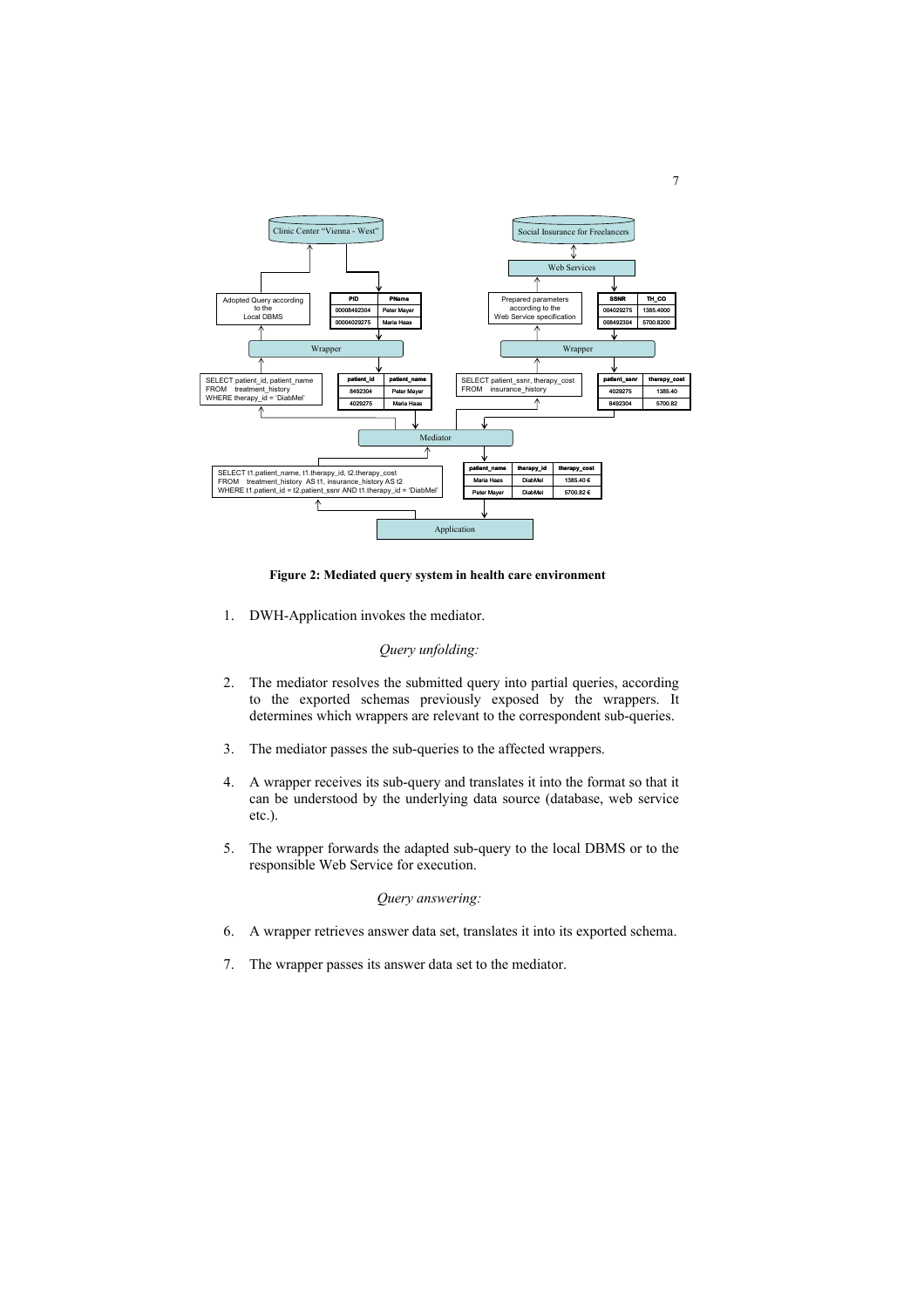**Figure 2: Mediated query system in health care environment**

1. DWH-Application invokes the mediator.

*Query unfolding:*

2. The mediator resolves the submitted query into partial queries, according to the exported schemas previously exposed by the wrappers. It determines which wrappers are relevant to the correspondent sub-queries.

3. The mediator passes the sub-queries to the affected wrappers.

4. A wrapper receives its sub-query and translates it into the format so that it can be understood by the underlying data source (database, web service etc.).

5. The wrapper forwards the adapted sub-query to the local DBMS or to the responsible Web Service for execution.

*Query answering:*

6. A wrapper retrieves answer data set, translates it into its exported schema.

7. The wrapper passes its answer data set to the mediator.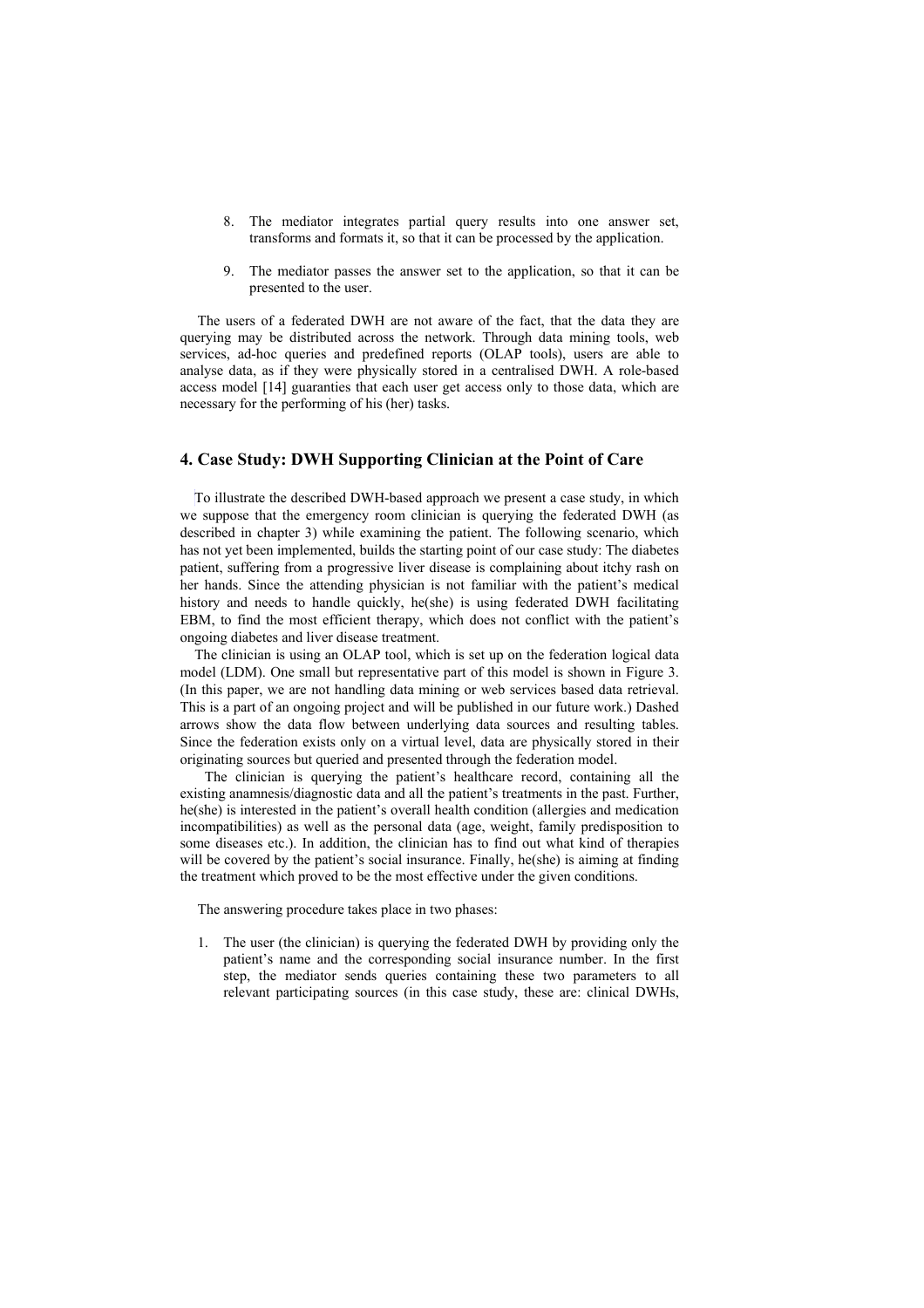8. The mediator integrates partial query results into one answer set, transforms and formats it, so that it can be processed by the application.

9. The mediator passes the answer set to the application, so that it can be presented to the user.

The users of a federated DWH are not aware of the fact, that the data they are querying may be distributed across the network. Through data mining tools, web services, ad-hoc queries and predefined reports (OLAP tools), users are able to analyse data, as if they were physically stored in a centralised DWH. A role-based access model [14] guaranties that each user get access only to those data, which are necessary for the performing of his (her) tasks.

## 4. Case Study: DWH Supporting Clinician at the Point of Care

To illustrate the described DWH-based approach we present a case study, in which we suppose that the emergency room clinician is querying the federated DWH (as described in chapter 3) while examining the patient. The following scenario, which has not yet been implemented, builds the starting point of our case study: The diabetes patient, suffering from a progressive liver disease is complaining about itchy rash on her hands. Since the attending physician is not familiar with the patient's medical history and needs to handle quickly, he(she) is using federated DWH facilitating EBM, to find the most efficient therapy, which does not conflict with the patient's ongoing diabetes and liver disease treatment.

The clinician is using an OLAP tool, which is set up on the federation logical data model (LDM). One small but representative part of this model is shown in Figure 3. (In this paper, we are not handling data mining or web services based data retrieval. This is a part of an ongoing project and will be published in our future work.) Dashed arrows show the data flow between underlying data sources and resulting tables. Since the federation exists only on a virtual level, data are physically stored in their originating sources but queried and presented through the federation model.

The clinician is querying the patient's healthcare record, containing all the existing anamnesis/diagnostic data and all the patient's treatments in the past. Further, he(she) is interested in the patient's overall health condition (allergies and medication incompatibilities) as well as the personal data (age, weight, family predisposition to some diseases etc.). In addition, the clinician has to find out what kind of therapies will be covered by the patient's social insurance. Finally, he(she) is aiming at finding the treatment which proved to be the most effective under the given conditions.

The answering procedure takes place in two phases:

1. The user (the clinician) is querying the federated DWH by providing only the patient's name and the corresponding social insurance number. In the first step, the mediator sends queries containing these two parameters to all relevant participating sources (in this case study, these are: clinical DWHs,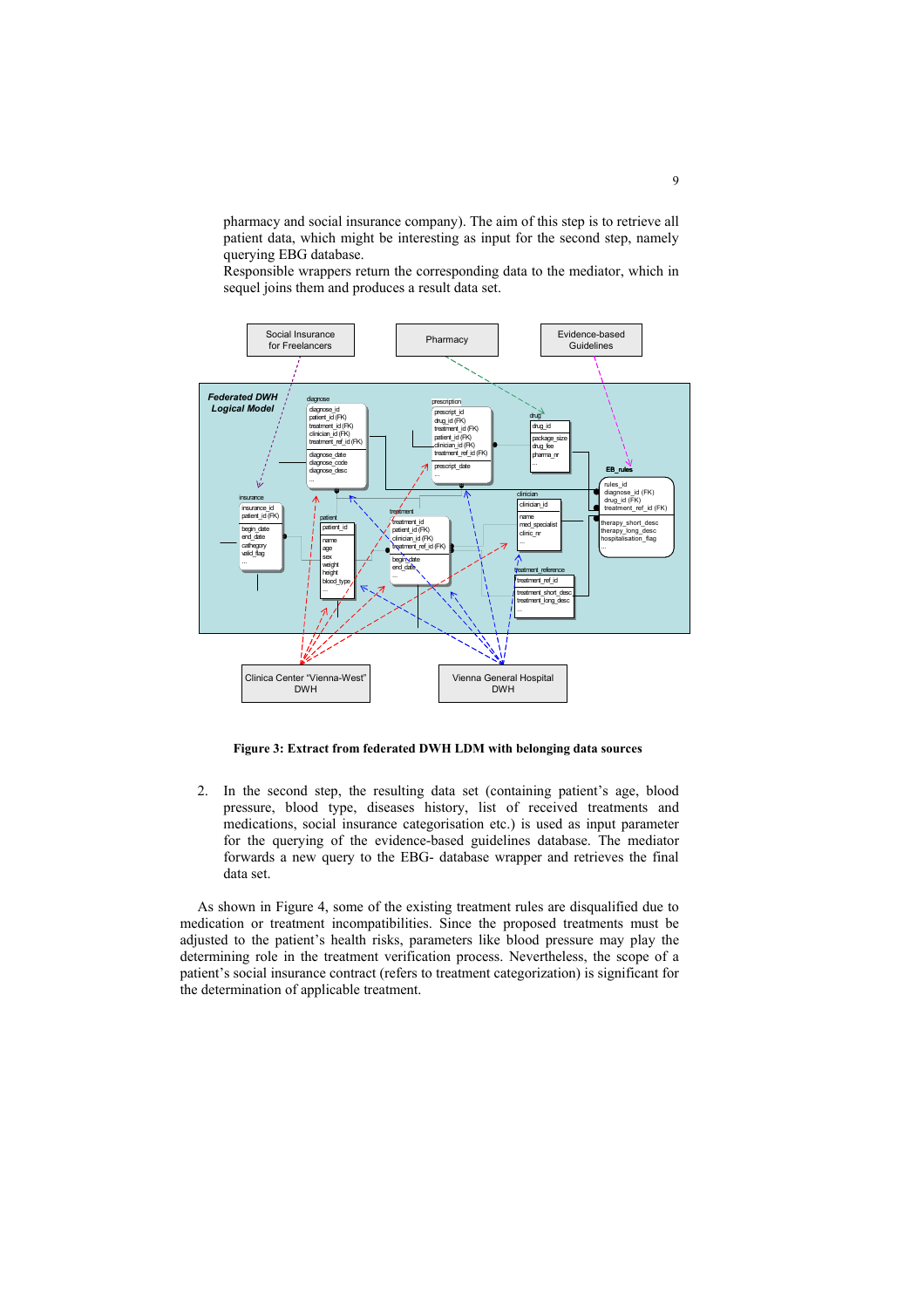pharmacy and social insurance company). The aim of this step is to retrieve all patient data, which might be interesting as input for the second step, namely querying EBG database.
Responsible wrappers return the corresponding data to the mediator, which in sequel joins them and produces a result data set.

**Figure 3: Extract from federated DWH LDM with belonging data sources**

2. In the second step, the resulting data set (containing patient's age, blood pressure, blood type, diseases history, list of received treatments and medications, social insurance categorisation etc.) is used as input parameter for the querying of the evidence-based guidelines database. The mediator forwards a new query to the EBG- database wrapper and retrieves the final data set.

As shown in Figure 4, some of the existing treatment rules are disqualified due to medication or treatment incompatibilities. Since the proposed treatments must be adjusted to the patient's health risks, parameters like blood pressure may play the determining role in the treatment verification process. Nevertheless, the scope of a patient's social insurance contract (refers to treatment categorization) is significant for the determination of applicable treatment.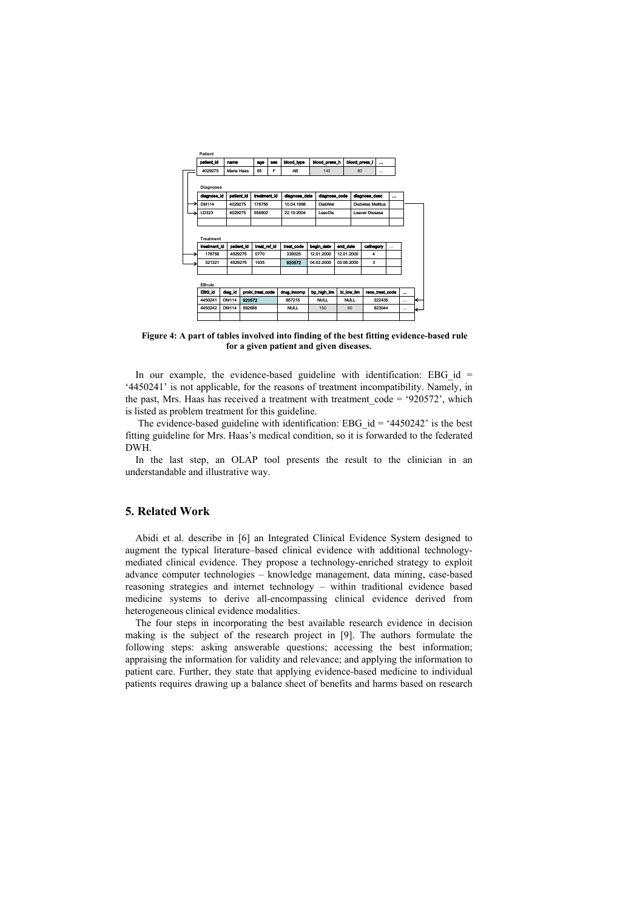**Patient**

| patient_id | name | age | sex | blood_type | blood_press_h | blood_press_l | ... |
|---|---|---|---|---|---|---|---|
| 4029275 | Maria Haas | 65 | F | AB | 140 | 80 | ... |

**Diagnoses**

| diagnose_id | patient_id | treatment_id | diagnose_date | diagnose_code | diagnose_desc | ... |
|---|---|---|---|---|---|---|
| DM114 | 4029275 | 178756 | 10.04.1998 | DiabMel | Diabetes Mellitus | |
| LD323 | 4029275 | 556802 | 22.10.2004 | LeavDis | Leaver Disease | |
| | | | | | | |

**Treatment**

| treatment_id | patient_id | treat_ref_id | treat_code | begin_date | end_date | cathegory | ... |
|---|---|---|---|---|---|---|---|
| 178756 | 4029275 | 0770 | 339025 | 12.01.2000 | 12.01.2000 | 4 | |
| 321321 | 4029275 | 1035 | 920572 | 04.02.2000 | 03.08.2000 | 3 | |
| | | | | | | | |

**EBrule**

| EBG_id | diag_id | probl_treat_code | drug_incomp | bp_high_lim | bl_low_lim | reco_treat_code | ... |
|---|---|---|---|---|---|---|---|
| 4450241 | DM114 | 920572 | 857215 | NULL | NULL | 222435 | ... |
| 4450242 | DM114 | 592688 | NULL | 150 | 60 | 823044 | ... |
| | | | | | | | |

**Figure 4: A part of tables involved into finding of the best fitting evidence-based rule for a given patient and given diseases.**

In our example, the evidence-based guideline with identification: EBG_id = '4450241' is not applicable, for the reasons of treatment incompatibility. Namely, in the past, Mrs. Haas has received a treatment with treatment_code = '920572', which is listed as problem treatment for this guideline.

The evidence-based guideline with identification: EBG_id = '4450242' is the best fitting guideline for Mrs. Haas's medical condition, so it is forwarded to the federated DWH.

In the last step, an OLAP tool presents the result to the clinician in an understandable and illustrative way.

## 5. Related Work

Abidi et al. describe in [6] an Integrated Clinical Evidence System designed to augment the typical literature–based clinical evidence with additional technology-mediated clinical evidence. They propose a technology-enriched strategy to exploit advance computer technologies – knowledge management, data mining, case-based reasoning strategies and internet technology – within traditional evidence based medicine systems to derive all-encompassing clinical evidence derived from heterogeneous clinical evidence modalities.

The four steps in incorporating the best available research evidence in decision making is the subject of the research project in [9]. The authors formulate the following steps: asking answerable questions; accessing the best information; appraising the information for validity and relevance; and applying the information to patient care. Further, they state that applying evidence-based medicine to individual patients requires drawing up a balance sheet of benefits and harms based on research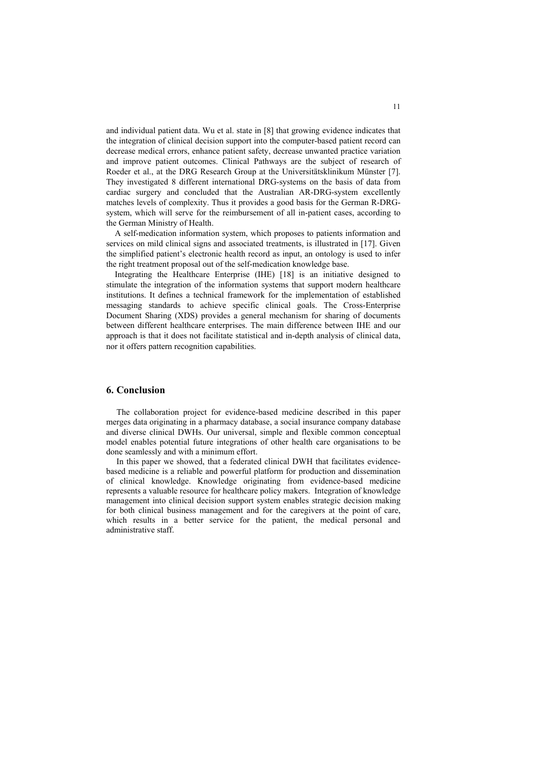and individual patient data. Wu et al. state in [8] that growing evidence indicates that the integration of clinical decision support into the computer-based patient record can decrease medical errors, enhance patient safety, decrease unwanted practice variation and improve patient outcomes. Clinical Pathways are the subject of research of Roeder et al., at the DRG Research Group at the Universitätsklinikum Münster [7]. They investigated 8 different international DRG-systems on the basis of data from cardiac surgery and concluded that the Australian AR-DRG-system excellently matches levels of complexity. Thus it provides a good basis for the German R-DRG-system, which will serve for the reimbursement of all in-patient cases, according to the German Ministry of Health.

A self-medication information system, which proposes to patients information and services on mild clinical signs and associated treatments, is illustrated in [17]. Given the simplified patient's electronic health record as input, an ontology is used to infer the right treatment proposal out of the self-medication knowledge base.

Integrating the Healthcare Enterprise (IHE) [18] is an initiative designed to stimulate the integration of the information systems that support modern healthcare institutions. It defines a technical framework for the implementation of established messaging standards to achieve specific clinical goals. The Cross-Enterprise Document Sharing (XDS) provides a general mechanism for sharing of documents between different healthcare enterprises. The main difference between IHE and our approach is that it does not facilitate statistical and in-depth analysis of clinical data, nor it offers pattern recognition capabilities.

## 6. Conclusion

The collaboration project for evidence-based medicine described in this paper merges data originating in a pharmacy database, a social insurance company database and diverse clinical DWHs. Our universal, simple and flexible common conceptual model enables potential future integrations of other health care organisations to be done seamlessly and with a minimum effort.

In this paper we showed, that a federated clinical DWH that facilitates evidence-based medicine is a reliable and powerful platform for production and dissemination of clinical knowledge. Knowledge originating from evidence-based medicine represents a valuable resource for healthcare policy makers. Integration of knowledge management into clinical decision support system enables strategic decision making for both clinical business management and for the caregivers at the point of care, which results in a better service for the patient, the medical personal and administrative staff.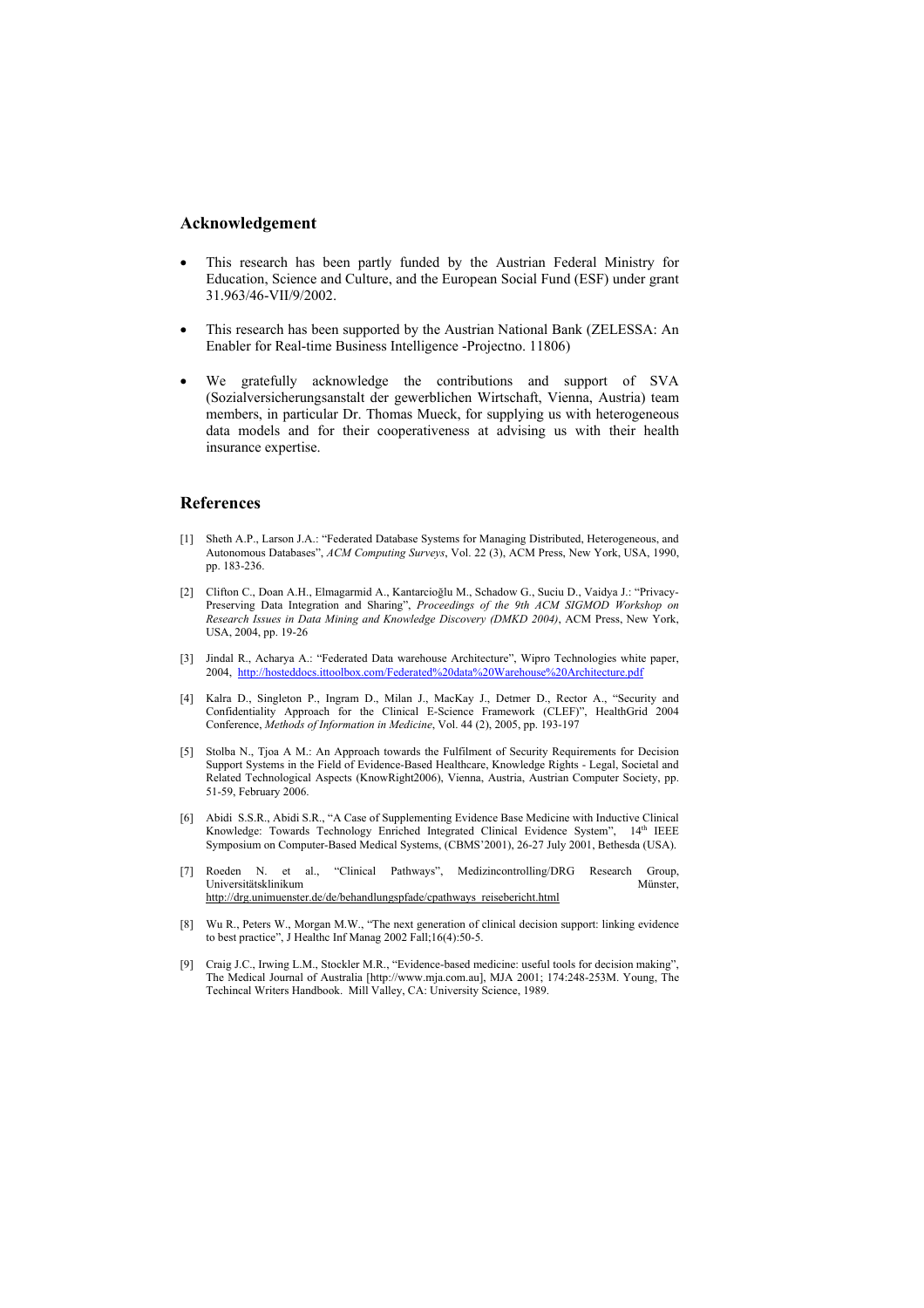## Acknowledgement

- This research has been partly funded by the Austrian Federal Ministry for Education, Science and Culture, and the European Social Fund (ESF) under grant 31.963/46-VII/9/2002.
- This research has been supported by the Austrian National Bank (ZELESSA: An Enabler for Real-time Business Intelligence -Projectno. 11806)
- We gratefully acknowledge the contributions and support of SVA (Sozialversicherungsanstalt der gewerblichen Wirtschaft, Vienna, Austria) team members, in particular Dr. Thomas Mueck, for supplying us with heterogeneous data models and for their cooperativeness at advising us with their health insurance expertise.

## References

[1] Sheth A.P., Larson J.A.: "Federated Database Systems for Managing Distributed, Heterogeneous, and Autonomous Databases", *ACM Computing Surveys*, Vol. 22 (3), ACM Press, New York, USA, 1990, pp. 183-236.

[2] Clifton C., Doan A.H., Elmagarmid A., Kantarcioğlu M., Schadow G., Suciu D., Vaidya J.: "Privacy-Preserving Data Integration and Sharing", *Proceedings of the 9th ACM SIGMOD Workshop on Research Issues in Data Mining and Knowledge Discovery (DMKD 2004)*, ACM Press, New York, USA, 2004, pp. 19-26

[3] Jindal R., Acharya A.: "Federated Data warehouse Architecture", Wipro Technologies white paper, 2004, http://hosteddocs.ittoolbox.com/Federated%20data%20Warehouse%20Architecture.pdf

[4] Kalra D., Singleton P., Ingram D., Milan J., MacKay J., Detmer D., Rector A., "Security and Confidentiality Approach for the Clinical E-Science Framework (CLEF)", HealthGrid 2004 Conference, *Methods of Information in Medicine*, Vol. 44 (2), 2005, pp. 193-197

[5] Stolba N., Tjoa A M.: An Approach towards the Fulfilment of Security Requirements for Decision Support Systems in the Field of Evidence-Based Healthcare, Knowledge Rights - Legal, Societal and Related Technological Aspects (KnowRight2006), Vienna, Austria, Austrian Computer Society, pp. 51-59, February 2006.

[6] Abidi S.S.R., Abidi S.R., "A Case of Supplementing Evidence Base Medicine with Inductive Clinical Knowledge: Towards Technology Enriched Integrated Clinical Evidence System", 14th IEEE Symposium on Computer-Based Medical Systems, (CBMS'2001), 26-27 July 2001, Bethesda (USA).

[7] Roeden N. et al., "Clinical Pathways", Medizincontrolling/DRG Research Group, Universitätsklinikum Münster, http://drg.unimuenster.de/de/behandlungspfade/cpathways_reisebericht.html

[8] Wu R., Peters W., Morgan M.W., "The next generation of clinical decision support: linking evidence to best practice", J Healthc Inf Manag 2002 Fall;16(4):50-5.

[9] Craig J.C., Irwing L.M., Stockler M.R., "Evidence-based medicine: useful tools for decision making", The Medical Journal of Australia [http://www.mja.com.au], MJA 2001; 174:248-253M. Young, The Techincal Writers Handbook. Mill Valley, CA: University Science, 1989.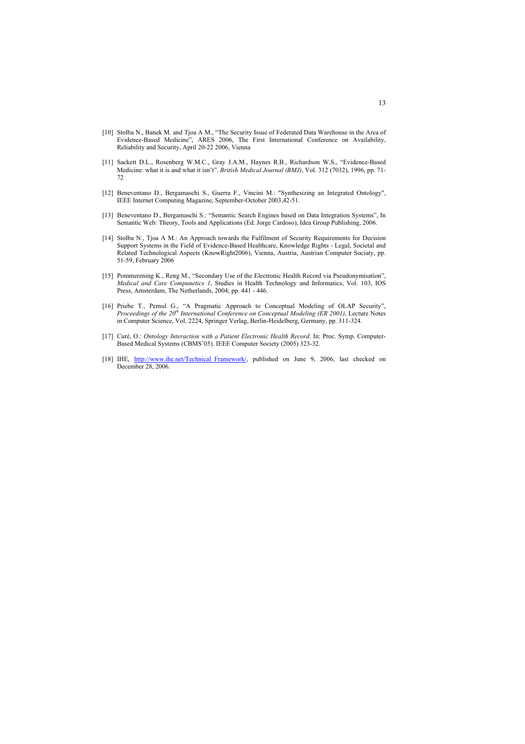[10] Stolba N., Banek M. and Tjoa A M., "The Security Issue of Federated Data Warehouse in the Area of Evidence-Based Medicine", ARES 2006, The First International Conference on Availability, Reliability and Security, April 20-22 2006, Vienna

[11] Sackett D.L., Rosenberg W.M.C., Gray J.A.M., Haynes R.B., Richardson W.S., "Evidence-Based Medicine: what it is and what it isn't". *British Medical Journal (BMJ)*, Vol. 312 (7032), 1996, pp. 71-72

[12] Beneventano D., Bergamaschi S., Guerra F., Vincini M.: "Synthesizing an Integrated Ontology", IEEE Internet Computing Magazine, September-October 2003,42-51.

[13] Beneventano D., Bergamaschi S.: "Semantic Search Engines based on Data Integration Systems", In Semantic Web: Theory, Tools and Applications (Ed. Jorge Cardoso), Idea Group Publishing, 2006.

[14] Stolba N., Tjoa A M.: An Approach towards the Fulfilment of Security Requirements for Decision Support Systems in the Field of Evidence-Based Healthcare, Knowledge Rights - Legal, Societal and Related Technological Aspects (KnowRight2006), Vienna, Austria, Austrian Computer Sociaty, pp. 51-59, February 2006

[15] Pommerening K., Reng M., "Secondary Use of the Electronic Health Record via Pseudonymisation", *Medical and Care Compunetics 1*, Studies in Health Technology and Informatics, Vol. 103, IOS Press, Amsterdam, The Netherlands, 2004; pp. 441 - 446.

[16] Priebe T., Pernul G., "A Pragmatic Approach to Conceptual Modeling of OLAP Security", *Proceedings of the 20th International Conference on Conceptual Modeling (ER 2001)*, Lecture Notes in Computer Science, Vol. 2224, Springer Verlag, Berlin-Heidelberg, Germany, pp. 311-324.

[17] Curé, O.: *Ontology Interaction with a Patient Electronic Health Record*. In: Proc. Symp. Computer-Based Medical Systems (CBMS'05). IEEE Computer Society (2005) 323-32.

[18] IHE, http://www.ihe.net/Technical_Framework/, published on June 9, 2006, last checked on December 28, 2006.